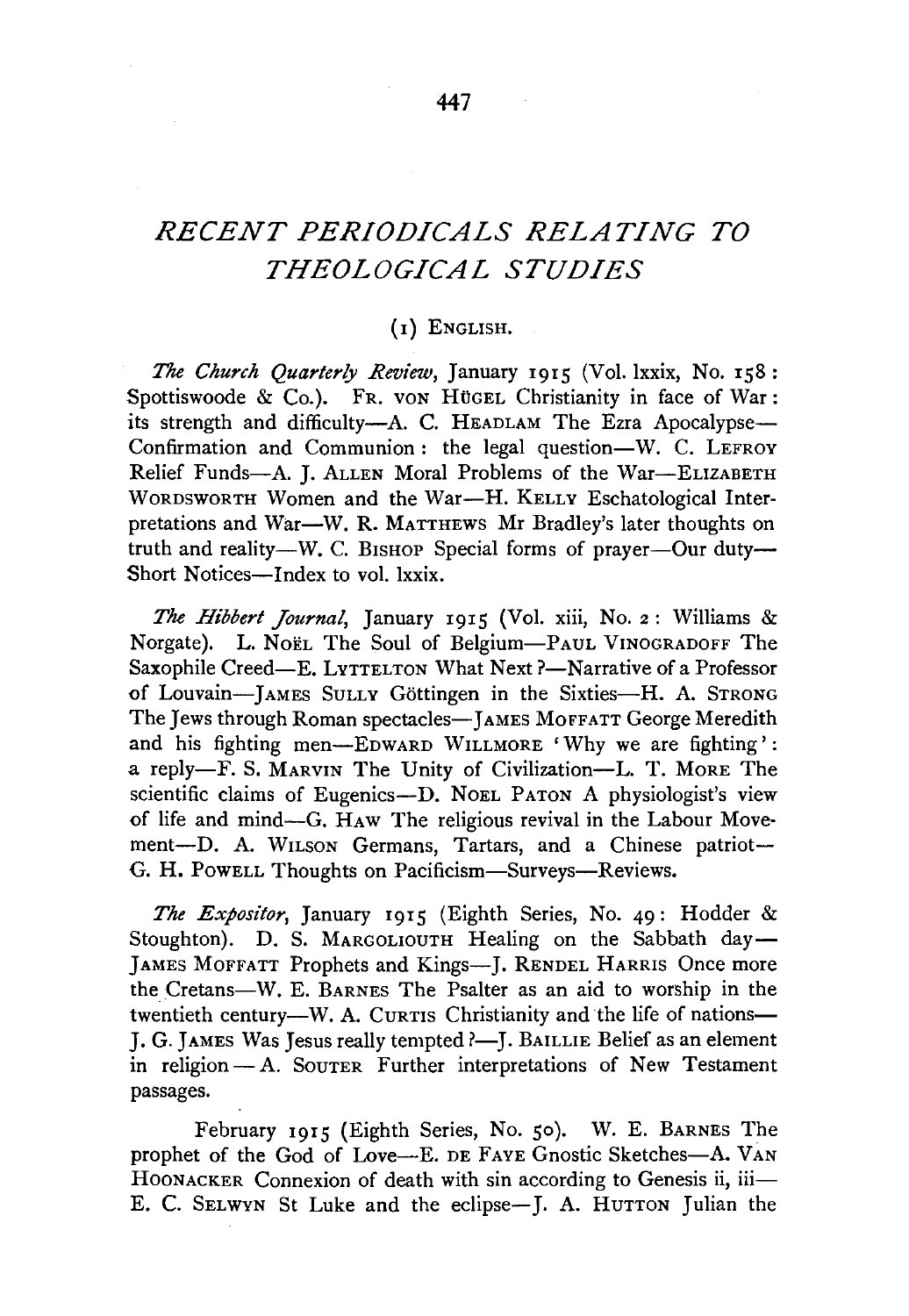# RECENT PERIODICALS RELATING TO THEOLOGICAL STUDIES

## (1) ENGLISH.

*The Church Quarterly Review*, January 1915 (Vol. lxxix, No. 158: Spottiswoode & Co.). FR. VON HÜGEL Christianity in face of War: its strength and difficulty—A. C. HEADLAM The Ezra Apocalypse—Confirmation and Communion: the legal question—W. C. LEFROY Relief Funds—A. J. ALLEN Moral Problems of the War—ELIZABETH WORDSWORTH Women and the War—H. KELLY Eschatological Interpretations and War—W. R. MATTHEWS Mr Bradley's later thoughts on truth and reality—W. C. BISHOP Special forms of prayer—Our duty—Short Notices—Index to vol. lxxix.

*The Hibbert Journal*, January 1915 (Vol. xiii, No. 2: Williams & Norgate). L. NOËL The Soul of Belgium—PAUL VINOGRADOFF The Saxophile Creed—E. LYTTELTON What Next?—Narrative of a Professor of Louvain—JAMES SULLY Göttingen in the Sixties—H. A. STRONG The Jews through Roman spectacles—JAMES MOFFATT George Meredith and his fighting men—EDWARD WILLMORE 'Why we are fighting': a reply—F. S. MARVIN The Unity of Civilization—L. T. MORE The scientific claims of Eugenics—D. NOEL PATON A physiologist's view of life and mind—G. HAW The religious revival in the Labour Movement—D. A. WILSON Germans, Tartars, and a Chinese patriot—G. H. POWELL Thoughts on Pacificism—Surveys—Reviews.

*The Expositor*, January 1915 (Eighth Series, No. 49: Hodder & Stoughton). D. S. MARGOLIOUTH Healing on the Sabbath day—JAMES MOFFATT Prophets and Kings—J. RENDEL HARRIS Once more the Cretans—W. E. BARNES The Psalter as an aid to worship in the twentieth century—W. A. CURTIS Christianity and the life of nations—J. G. JAMES Was Jesus really tempted?—J. BAILLIE Belief as an element in religion — A. SOUTER Further interpretations of New Testament passages.

February 1915 (Eighth Series, No. 50). W. E. BARNES The prophet of the God of Love—E. DE FAYE Gnostic Sketches—A. VAN HOONACKER Connexion of death with sin according to Genesis ii, iii—E. C. SELWYN St Luke and the eclipse—J. A. HUTTON Julian the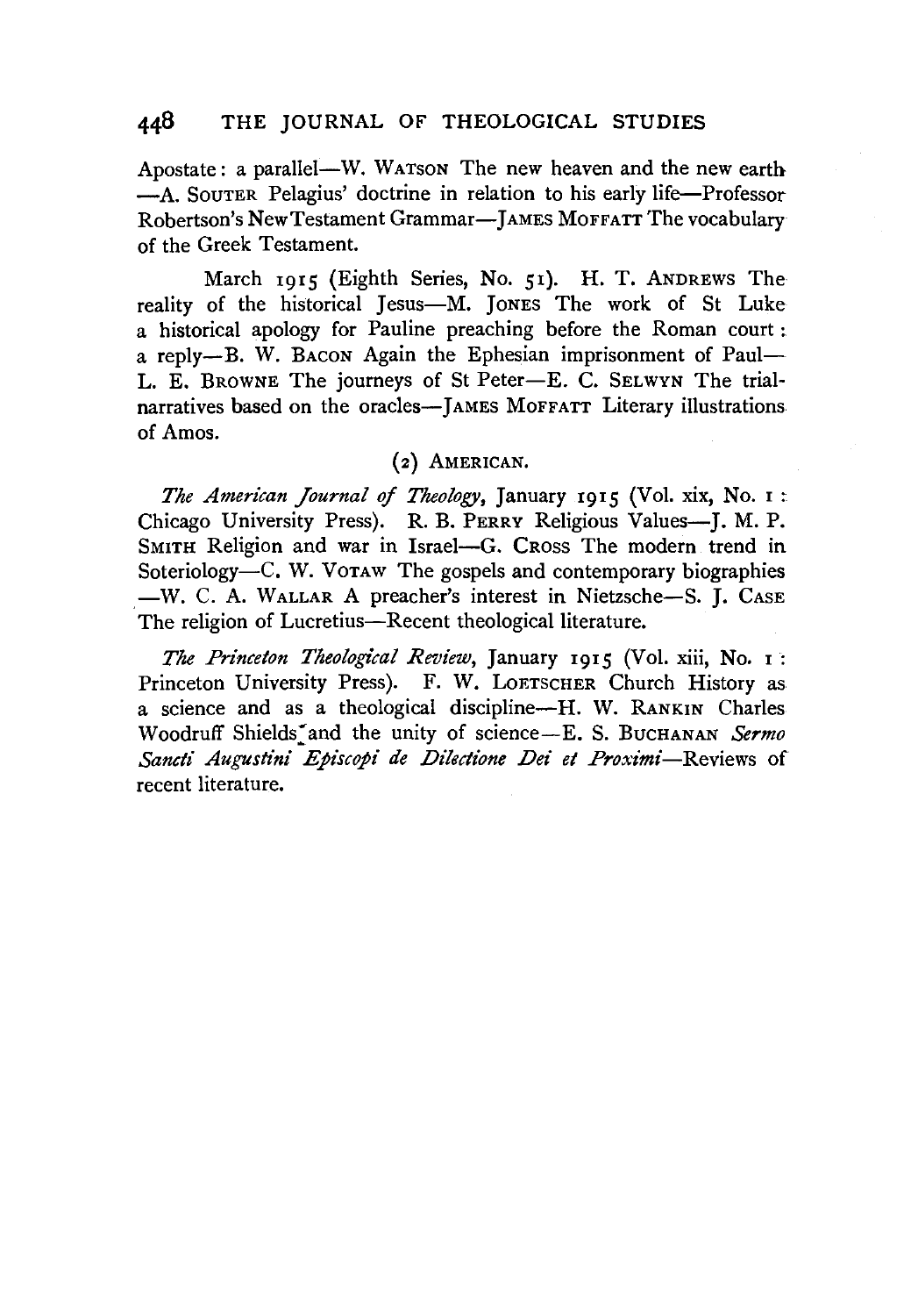Apostate: a parallel—W. WATSON The new heaven and the new earth —A. SOUTER Pelagius' doctrine in relation to his early life—Professor Robertson's New Testament Grammar—JAMES MOFFATT The vocabulary of the Greek Testament.

March 1915 (Eighth Series, No. 51). H. T. ANDREWS The reality of the historical Jesus—M. JONES The work of St Luke a historical apology for Pauline preaching before the Roman court: a reply—B. W. BACON Again the Ephesian imprisonment of Paul—L. E. BROWNE The journeys of St Peter—E. C. SELWYN The trial-narratives based on the oracles—JAMES MOFFATT Literary illustrations of Amos.

### (2) AMERICAN.

*The American Journal of Theology*, January 1915 (Vol. xix, No. 1: Chicago University Press). R. B. PERRY Religious Values—J. M. P. SMITH Religion and war in Israel—G. CROSS The modern trend in Soteriology—C. W. VOTAW The gospels and contemporary biographies—W. C. A. WALLAR A preacher's interest in Nietzsche—S. J. CASE The religion of Lucretius—Recent theological literature.

*The Princeton Theological Review*, January 1915 (Vol. xiii, No. 1: Princeton University Press). F. W. LOETSCHER Church History as a science and as a theological discipline—H. W. RANKIN Charles Woodruff Shields and the unity of science—E. S. BUCHANAN *Sermo Sancti Augustini Episcopi de Dilectione Dei et Proximi*—Reviews of recent literature.